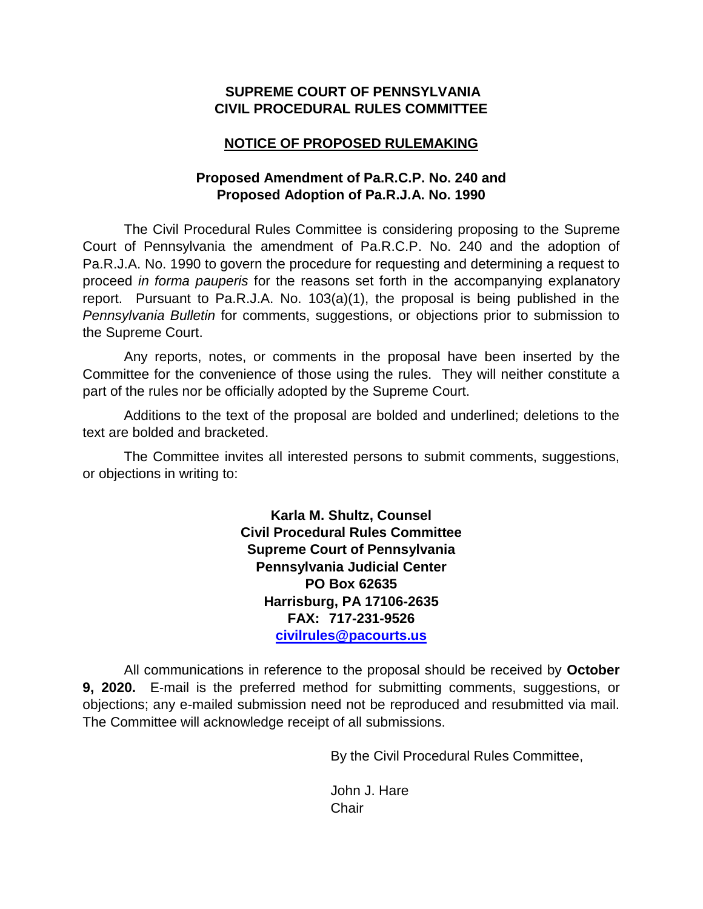**SUPREME COURT OF PENNSYLVANIA**
**CIVIL PROCEDURAL RULES COMMITTEE**

**NOTICE OF PROPOSED RULEMAKING**

**Proposed Amendment of Pa.R.C.P. No. 240 and**
**Proposed Adoption of Pa.R.J.A. No. 1990**

The Civil Procedural Rules Committee is considering proposing to the Supreme Court of Pennsylvania the amendment of Pa.R.C.P. No. 240 and the adoption of Pa.R.J.A. No. 1990 to govern the procedure for requesting and determining a request to proceed *in forma pauperis* for the reasons set forth in the accompanying explanatory report. Pursuant to Pa.R.J.A. No. 103(a)(1), the proposal is being published in the *Pennsylvania Bulletin* for comments, suggestions, or objections prior to submission to the Supreme Court.

Any reports, notes, or comments in the proposal have been inserted by the Committee for the convenience of those using the rules. They will neither constitute a part of the rules nor be officially adopted by the Supreme Court.

Additions to the text of the proposal are bolded and underlined; deletions to the text are bolded and bracketed.

The Committee invites all interested persons to submit comments, suggestions, or objections in writing to:

**Karla M. Shultz, Counsel**
**Civil Procedural Rules Committee**
**Supreme Court of Pennsylvania**
**Pennsylvania Judicial Center**
**PO Box 62635**
**Harrisburg, PA 17106-2635**
**FAX: 717-231-9526**
**civilrules@pacourts.us**

All communications in reference to the proposal should be received by **October 9, 2020.** E-mail is the preferred method for submitting comments, suggestions, or objections; any e-mailed submission need not be reproduced and resubmitted via mail. The Committee will acknowledge receipt of all submissions.

By the Civil Procedural Rules Committee,

John J. Hare
Chair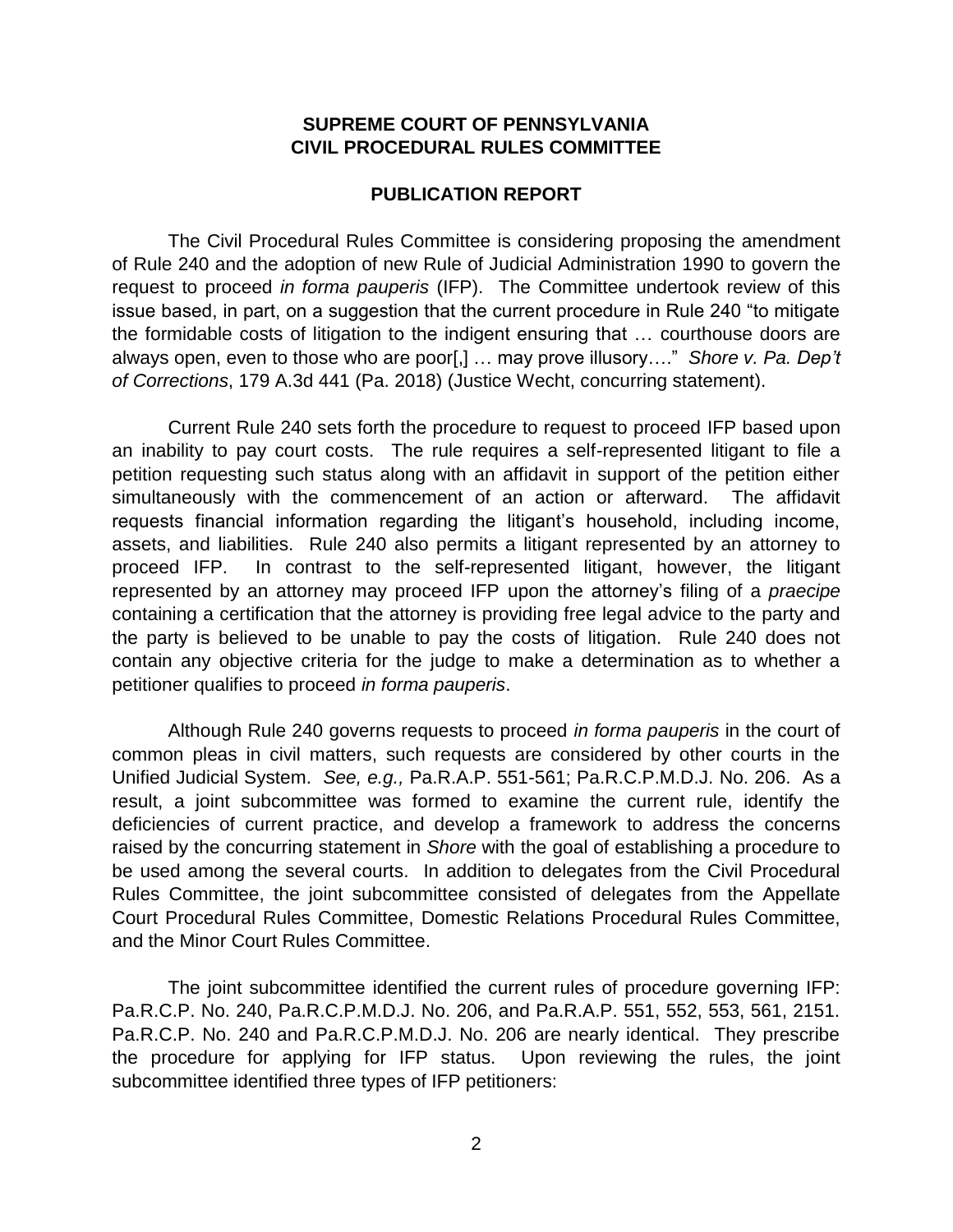**SUPREME COURT OF PENNSYLVANIA**
**CIVIL PROCEDURAL RULES COMMITTEE**

**PUBLICATION REPORT**

The Civil Procedural Rules Committee is considering proposing the amendment of Rule 240 and the adoption of new Rule of Judicial Administration 1990 to govern the request to proceed *in forma pauperis* (IFP). The Committee undertook review of this issue based, in part, on a suggestion that the current procedure in Rule 240 "to mitigate the formidable costs of litigation to the indigent ensuring that … courthouse doors are always open, even to those who are poor[,] … may prove illusory…." *Shore v. Pa. Dep't of Corrections*, 179 A.3d 441 (Pa. 2018) (Justice Wecht, concurring statement).

Current Rule 240 sets forth the procedure to request to proceed IFP based upon an inability to pay court costs. The rule requires a self-represented litigant to file a petition requesting such status along with an affidavit in support of the petition either simultaneously with the commencement of an action or afterward. The affidavit requests financial information regarding the litigant's household, including income, assets, and liabilities. Rule 240 also permits a litigant represented by an attorney to proceed IFP. In contrast to the self-represented litigant, however, the litigant represented by an attorney may proceed IFP upon the attorney's filing of a *praecipe* containing a certification that the attorney is providing free legal advice to the party and the party is believed to be unable to pay the costs of litigation. Rule 240 does not contain any objective criteria for the judge to make a determination as to whether a petitioner qualifies to proceed *in forma pauperis*.

Although Rule 240 governs requests to proceed *in forma pauperis* in the court of common pleas in civil matters, such requests are considered by other courts in the Unified Judicial System. *See, e.g.,* Pa.R.A.P. 551-561; Pa.R.C.P.M.D.J. No. 206. As a result, a joint subcommittee was formed to examine the current rule, identify the deficiencies of current practice, and develop a framework to address the concerns raised by the concurring statement in *Shore* with the goal of establishing a procedure to be used among the several courts. In addition to delegates from the Civil Procedural Rules Committee, the joint subcommittee consisted of delegates from the Appellate Court Procedural Rules Committee, Domestic Relations Procedural Rules Committee, and the Minor Court Rules Committee.

The joint subcommittee identified the current rules of procedure governing IFP: Pa.R.C.P. No. 240, Pa.R.C.P.M.D.J. No. 206, and Pa.R.A.P. 551, 552, 553, 561, 2151. Pa.R.C.P. No. 240 and Pa.R.C.P.M.D.J. No. 206 are nearly identical. They prescribe the procedure for applying for IFP status. Upon reviewing the rules, the joint subcommittee identified three types of IFP petitioners: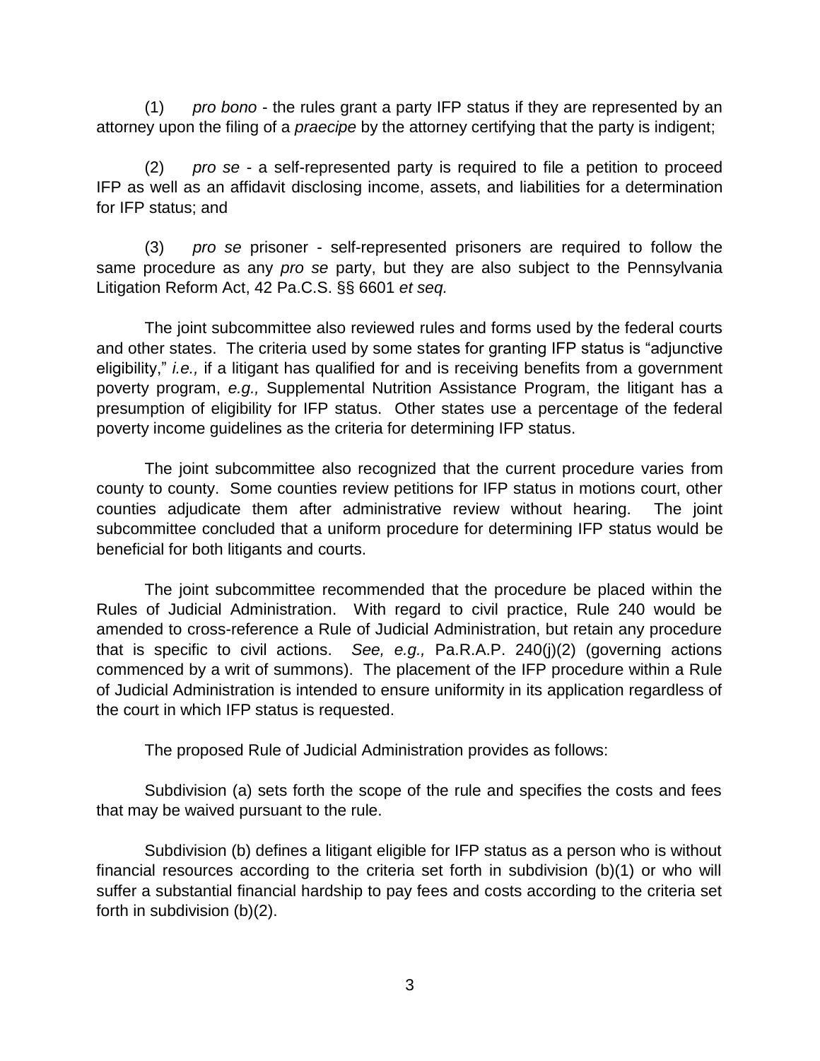(1) *pro bono* - the rules grant a party IFP status if they are represented by an attorney upon the filing of a *praecipe* by the attorney certifying that the party is indigent;

(2) *pro se* - a self-represented party is required to file a petition to proceed IFP as well as an affidavit disclosing income, assets, and liabilities for a determination for IFP status; and

(3) *pro se* prisoner - self-represented prisoners are required to follow the same procedure as any *pro se* party, but they are also subject to the Pennsylvania Litigation Reform Act, 42 Pa.C.S. §§ 6601 *et seq.*

The joint subcommittee also reviewed rules and forms used by the federal courts and other states. The criteria used by some states for granting IFP status is "adjunctive eligibility," *i.e.,* if a litigant has qualified for and is receiving benefits from a government poverty program, *e.g.,* Supplemental Nutrition Assistance Program, the litigant has a presumption of eligibility for IFP status. Other states use a percentage of the federal poverty income guidelines as the criteria for determining IFP status.

The joint subcommittee also recognized that the current procedure varies from county to county. Some counties review petitions for IFP status in motions court, other counties adjudicate them after administrative review without hearing. The joint subcommittee concluded that a uniform procedure for determining IFP status would be beneficial for both litigants and courts.

The joint subcommittee recommended that the procedure be placed within the Rules of Judicial Administration. With regard to civil practice, Rule 240 would be amended to cross-reference a Rule of Judicial Administration, but retain any procedure that is specific to civil actions. *See, e.g.,* Pa.R.A.P. 240(j)(2) (governing actions commenced by a writ of summons). The placement of the IFP procedure within a Rule of Judicial Administration is intended to ensure uniformity in its application regardless of the court in which IFP status is requested.

The proposed Rule of Judicial Administration provides as follows:

Subdivision (a) sets forth the scope of the rule and specifies the costs and fees that may be waived pursuant to the rule.

Subdivision (b) defines a litigant eligible for IFP status as a person who is without financial resources according to the criteria set forth in subdivision (b)(1) or who will suffer a substantial financial hardship to pay fees and costs according to the criteria set forth in subdivision (b)(2).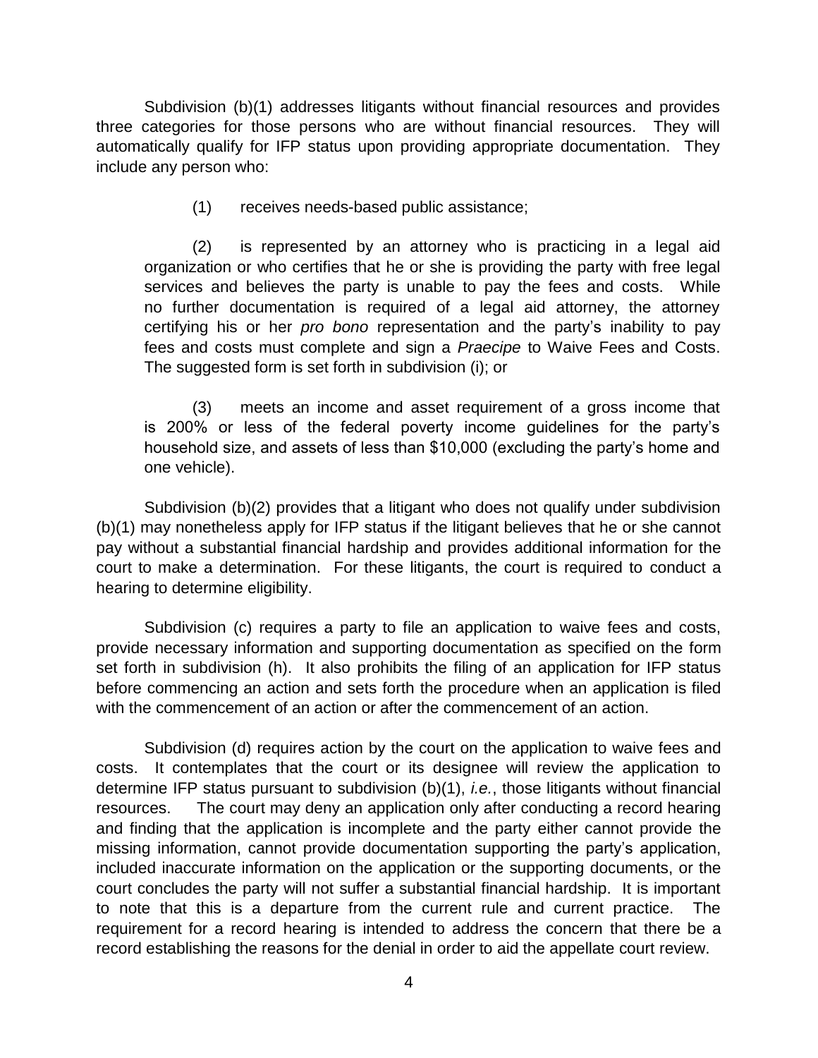Subdivision (b)(1) addresses litigants without financial resources and provides three categories for those persons who are without financial resources. They will automatically qualify for IFP status upon providing appropriate documentation. They include any person who:

> (1) receives needs-based public assistance;
>
> (2) is represented by an attorney who is practicing in a legal aid organization or who certifies that he or she is providing the party with free legal services and believes the party is unable to pay the fees and costs. While no further documentation is required of a legal aid attorney, the attorney certifying his or her *pro bono* representation and the party's inability to pay fees and costs must complete and sign a *Praecipe* to Waive Fees and Costs. The suggested form is set forth in subdivision (i); or
>
> (3) meets an income and asset requirement of a gross income that is 200% or less of the federal poverty income guidelines for the party's household size, and assets of less than $10,000 (excluding the party's home and one vehicle).

Subdivision (b)(2) provides that a litigant who does not qualify under subdivision (b)(1) may nonetheless apply for IFP status if the litigant believes that he or she cannot pay without a substantial financial hardship and provides additional information for the court to make a determination. For these litigants, the court is required to conduct a hearing to determine eligibility.

Subdivision (c) requires a party to file an application to waive fees and costs, provide necessary information and supporting documentation as specified on the form set forth in subdivision (h). It also prohibits the filing of an application for IFP status before commencing an action and sets forth the procedure when an application is filed with the commencement of an action or after the commencement of an action.

Subdivision (d) requires action by the court on the application to waive fees and costs. It contemplates that the court or its designee will review the application to determine IFP status pursuant to subdivision (b)(1), *i.e.*, those litigants without financial resources. The court may deny an application only after conducting a record hearing and finding that the application is incomplete and the party either cannot provide the missing information, cannot provide documentation supporting the party's application, included inaccurate information on the application or the supporting documents, or the court concludes the party will not suffer a substantial financial hardship. It is important to note that this is a departure from the current rule and current practice. The requirement for a record hearing is intended to address the concern that there be a record establishing the reasons for the denial in order to aid the appellate court review.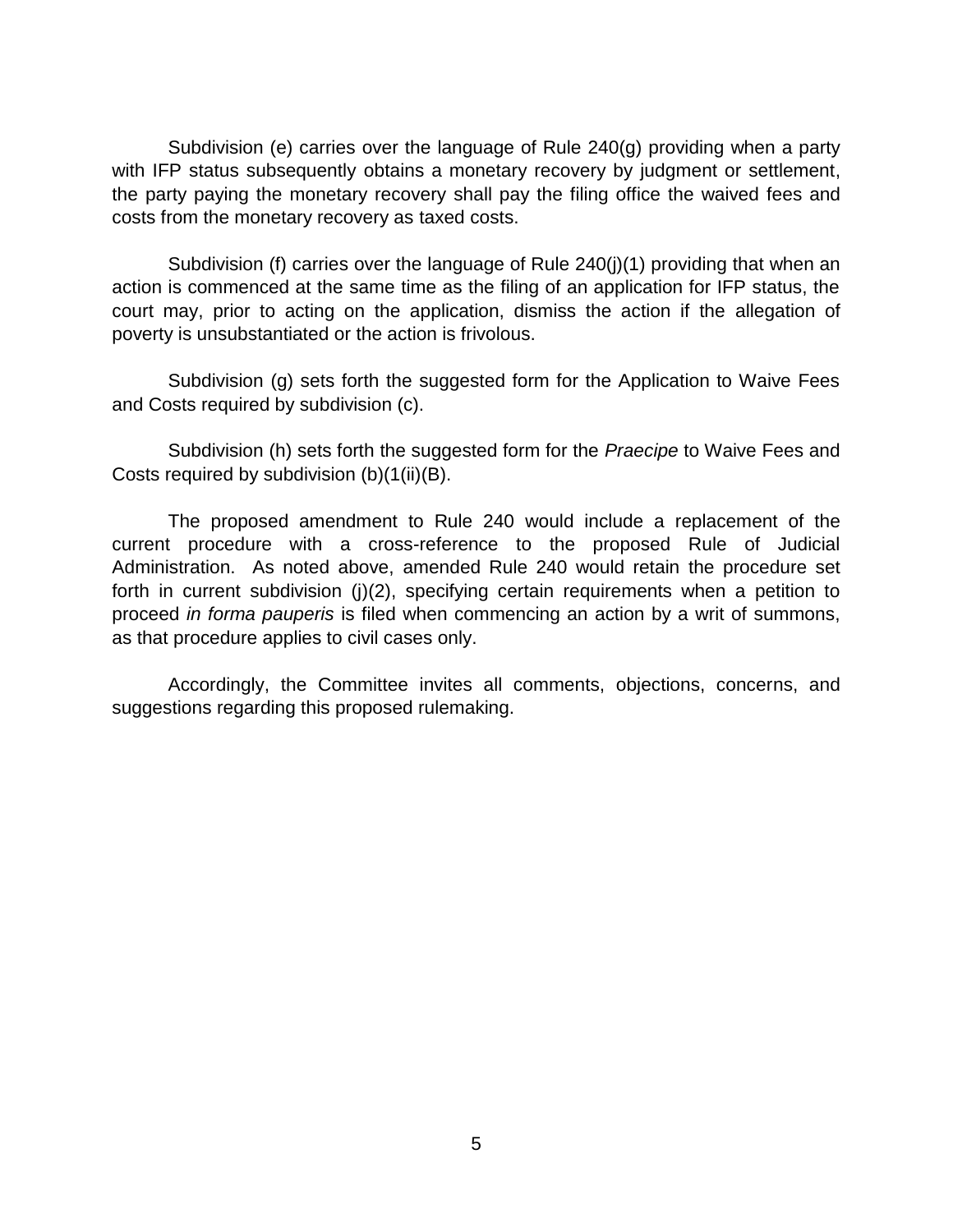Subdivision (e) carries over the language of Rule 240(g) providing when a party with IFP status subsequently obtains a monetary recovery by judgment or settlement, the party paying the monetary recovery shall pay the filing office the waived fees and costs from the monetary recovery as taxed costs.

Subdivision (f) carries over the language of Rule 240(j)(1) providing that when an action is commenced at the same time as the filing of an application for IFP status, the court may, prior to acting on the application, dismiss the action if the allegation of poverty is unsubstantiated or the action is frivolous.

Subdivision (g) sets forth the suggested form for the Application to Waive Fees and Costs required by subdivision (c).

Subdivision (h) sets forth the suggested form for the *Praecipe* to Waive Fees and Costs required by subdivision (b)(1(ii)(B).

The proposed amendment to Rule 240 would include a replacement of the current procedure with a cross-reference to the proposed Rule of Judicial Administration. As noted above, amended Rule 240 would retain the procedure set forth in current subdivision (j)(2), specifying certain requirements when a petition to proceed *in forma pauperis* is filed when commencing an action by a writ of summons, as that procedure applies to civil cases only.

Accordingly, the Committee invites all comments, objections, concerns, and suggestions regarding this proposed rulemaking.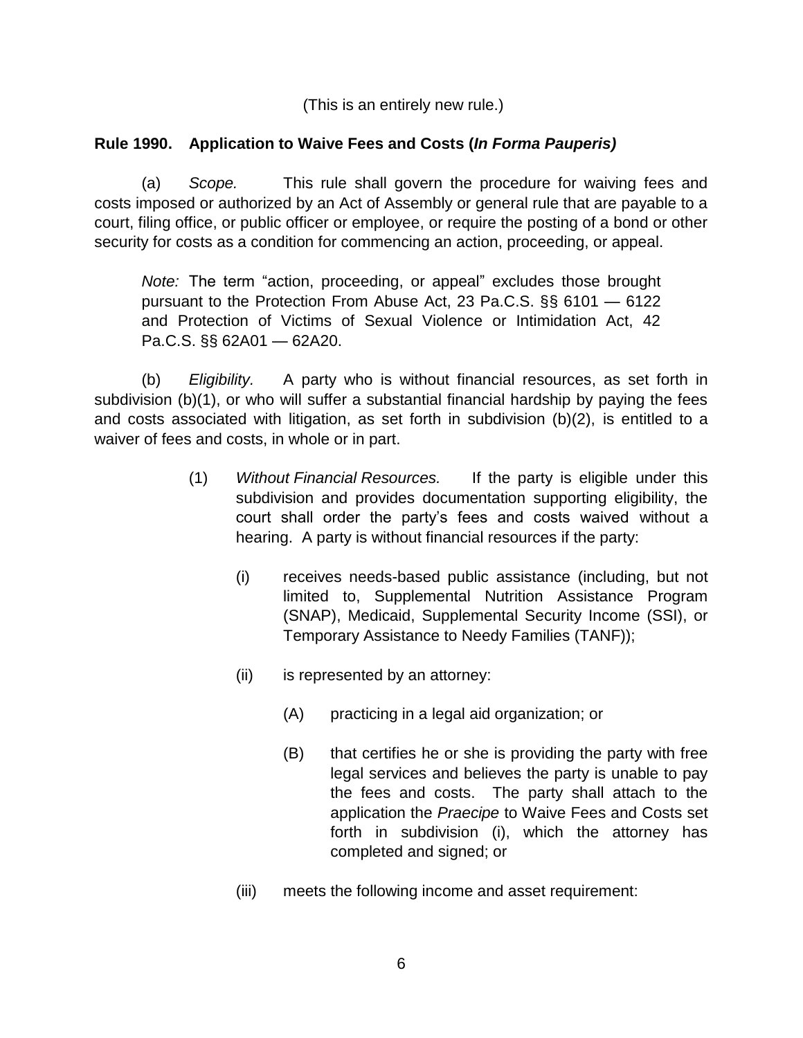(This is an entirely new rule.)

**Rule 1990. Application to Waive Fees and Costs (*In Forma Pauperis)***

(a) *Scope.* This rule shall govern the procedure for waiving fees and costs imposed or authorized by an Act of Assembly or general rule that are payable to a court, filing office, or public officer or employee, or require the posting of a bond or other security for costs as a condition for commencing an action, proceeding, or appeal.

> *Note:* The term "action, proceeding, or appeal" excludes those brought pursuant to the Protection From Abuse Act, 23 Pa.C.S. §§ 6101 — 6122 and Protection of Victims of Sexual Violence or Intimidation Act, 42 Pa.C.S. §§ 62A01 — 62A20.

(b) *Eligibility.* A party who is without financial resources, as set forth in subdivision (b)(1), or who will suffer a substantial financial hardship by paying the fees and costs associated with litigation, as set forth in subdivision (b)(2), is entitled to a waiver of fees and costs, in whole or in part.

(1) *Without Financial Resources.* If the party is eligible under this subdivision and provides documentation supporting eligibility, the court shall order the party's fees and costs waived without a hearing. A party is without financial resources if the party:

(i) receives needs-based public assistance (including, but not limited to, Supplemental Nutrition Assistance Program (SNAP), Medicaid, Supplemental Security Income (SSI), or Temporary Assistance to Needy Families (TANF));

(ii) is represented by an attorney:

(A) practicing in a legal aid organization; or

(B) that certifies he or she is providing the party with free legal services and believes the party is unable to pay the fees and costs. The party shall attach to the application the *Praecipe* to Waive Fees and Costs set forth in subdivision (i), which the attorney has completed and signed; or

(iii) meets the following income and asset requirement: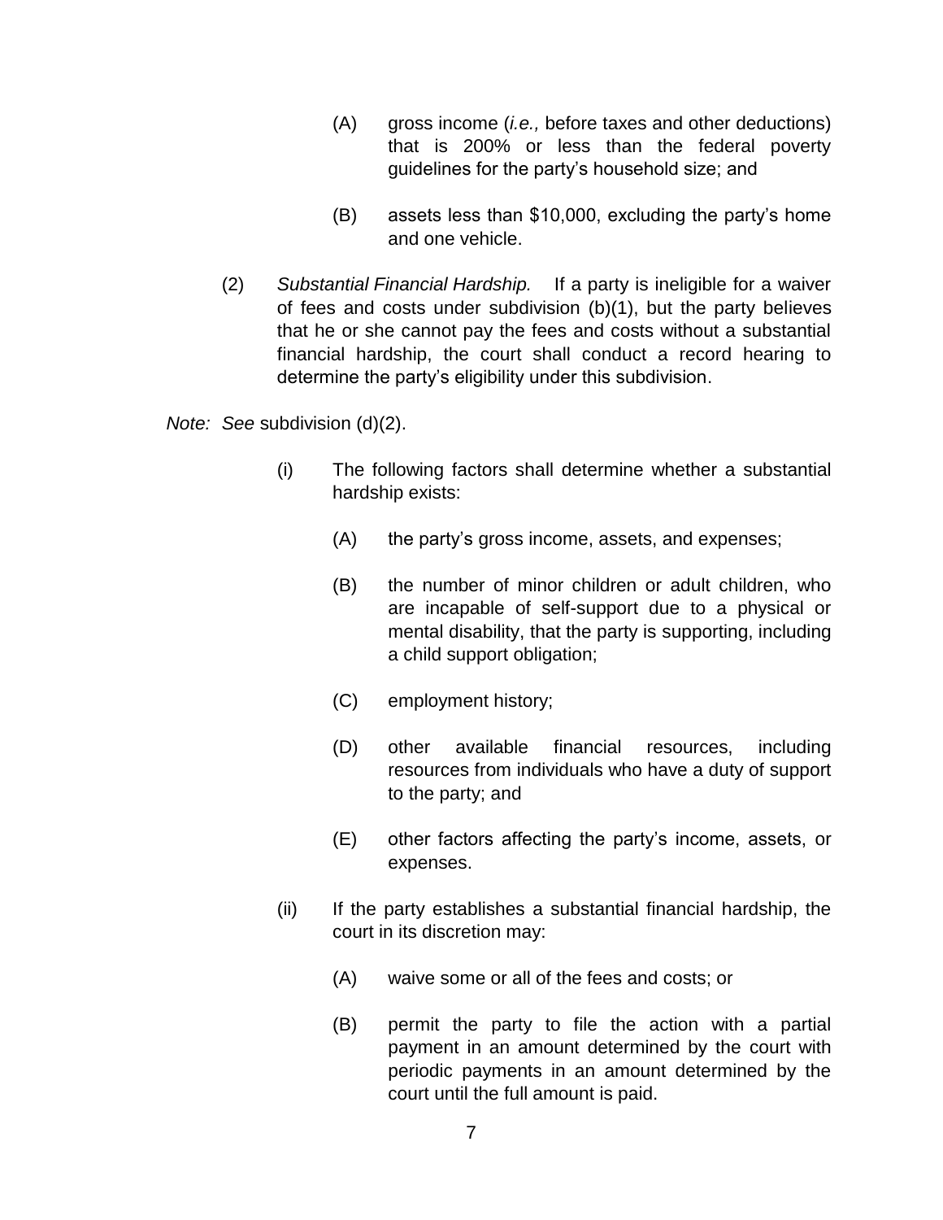(A) gross income (*i.e.,* before taxes and other deductions) that is 200% or less than the federal poverty guidelines for the party's household size; and

(B) assets less than $10,000, excluding the party's home and one vehicle.

(2) *Substantial Financial Hardship.* If a party is ineligible for a waiver of fees and costs under subdivision (b)(1), but the party believes that he or she cannot pay the fees and costs without a substantial financial hardship, the court shall conduct a record hearing to determine the party's eligibility under this subdivision.

*Note: See* subdivision (d)(2).

(i) The following factors shall determine whether a substantial hardship exists:

(A) the party's gross income, assets, and expenses;

(B) the number of minor children or adult children, who are incapable of self-support due to a physical or mental disability, that the party is supporting, including a child support obligation;

(C) employment history;

(D) other available financial resources, including resources from individuals who have a duty of support to the party; and

(E) other factors affecting the party's income, assets, or expenses.

(ii) If the party establishes a substantial financial hardship, the court in its discretion may:

(A) waive some or all of the fees and costs; or

(B) permit the party to file the action with a partial payment in an amount determined by the court with periodic payments in an amount determined by the court until the full amount is paid.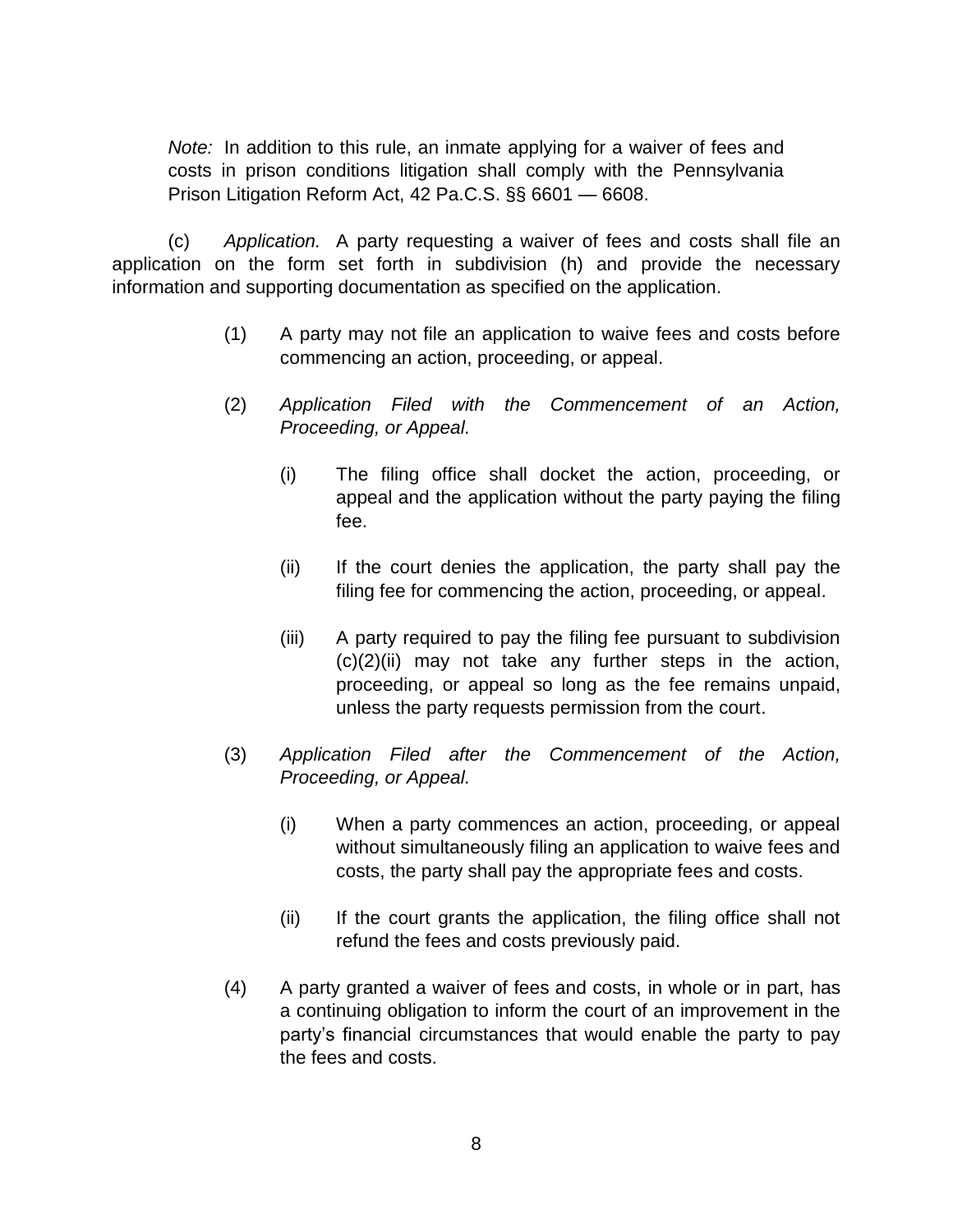*Note:* In addition to this rule, an inmate applying for a waiver of fees and costs in prison conditions litigation shall comply with the Pennsylvania Prison Litigation Reform Act, 42 Pa.C.S. §§ 6601 — 6608.

(c) *Application.* A party requesting a waiver of fees and costs shall file an application on the form set forth in subdivision (h) and provide the necessary information and supporting documentation as specified on the application.

(1) A party may not file an application to waive fees and costs before commencing an action, proceeding, or appeal.

(2) *Application Filed with the Commencement of an Action, Proceeding, or Appeal.*

(i) The filing office shall docket the action, proceeding, or appeal and the application without the party paying the filing fee.

(ii) If the court denies the application, the party shall pay the filing fee for commencing the action, proceeding, or appeal.

(iii) A party required to pay the filing fee pursuant to subdivision (c)(2)(ii) may not take any further steps in the action, proceeding, or appeal so long as the fee remains unpaid, unless the party requests permission from the court.

(3) *Application Filed after the Commencement of the Action, Proceeding, or Appeal.*

(i) When a party commences an action, proceeding, or appeal without simultaneously filing an application to waive fees and costs, the party shall pay the appropriate fees and costs.

(ii) If the court grants the application, the filing office shall not refund the fees and costs previously paid.

(4) A party granted a waiver of fees and costs, in whole or in part, has a continuing obligation to inform the court of an improvement in the party's financial circumstances that would enable the party to pay the fees and costs.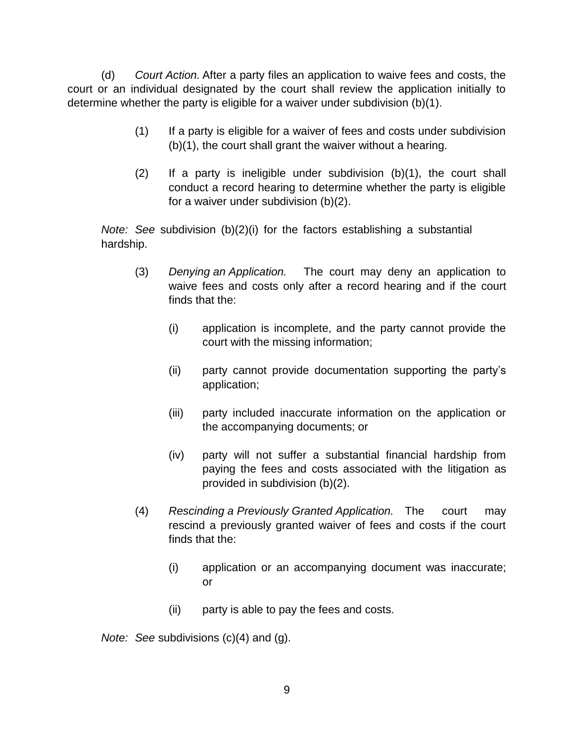(d) *Court Action.* After a party files an application to waive fees and costs, the court or an individual designated by the court shall review the application initially to determine whether the party is eligible for a waiver under subdivision (b)(1).

(1) If a party is eligible for a waiver of fees and costs under subdivision (b)(1), the court shall grant the waiver without a hearing.

(2) If a party is ineligible under subdivision (b)(1), the court shall conduct a record hearing to determine whether the party is eligible for a waiver under subdivision (b)(2).

*Note: See* subdivision (b)(2)(i) for the factors establishing a substantial hardship.

(3) *Denying an Application.* The court may deny an application to waive fees and costs only after a record hearing and if the court finds that the:

(i) application is incomplete, and the party cannot provide the court with the missing information;

(ii) party cannot provide documentation supporting the party's application;

(iii) party included inaccurate information on the application or the accompanying documents; or

(iv) party will not suffer a substantial financial hardship from paying the fees and costs associated with the litigation as provided in subdivision (b)(2).

(4) *Rescinding a Previously Granted Application.* The court may rescind a previously granted waiver of fees and costs if the court finds that the:

(i) application or an accompanying document was inaccurate; or

(ii) party is able to pay the fees and costs.

*Note: See* subdivisions (c)(4) and (g).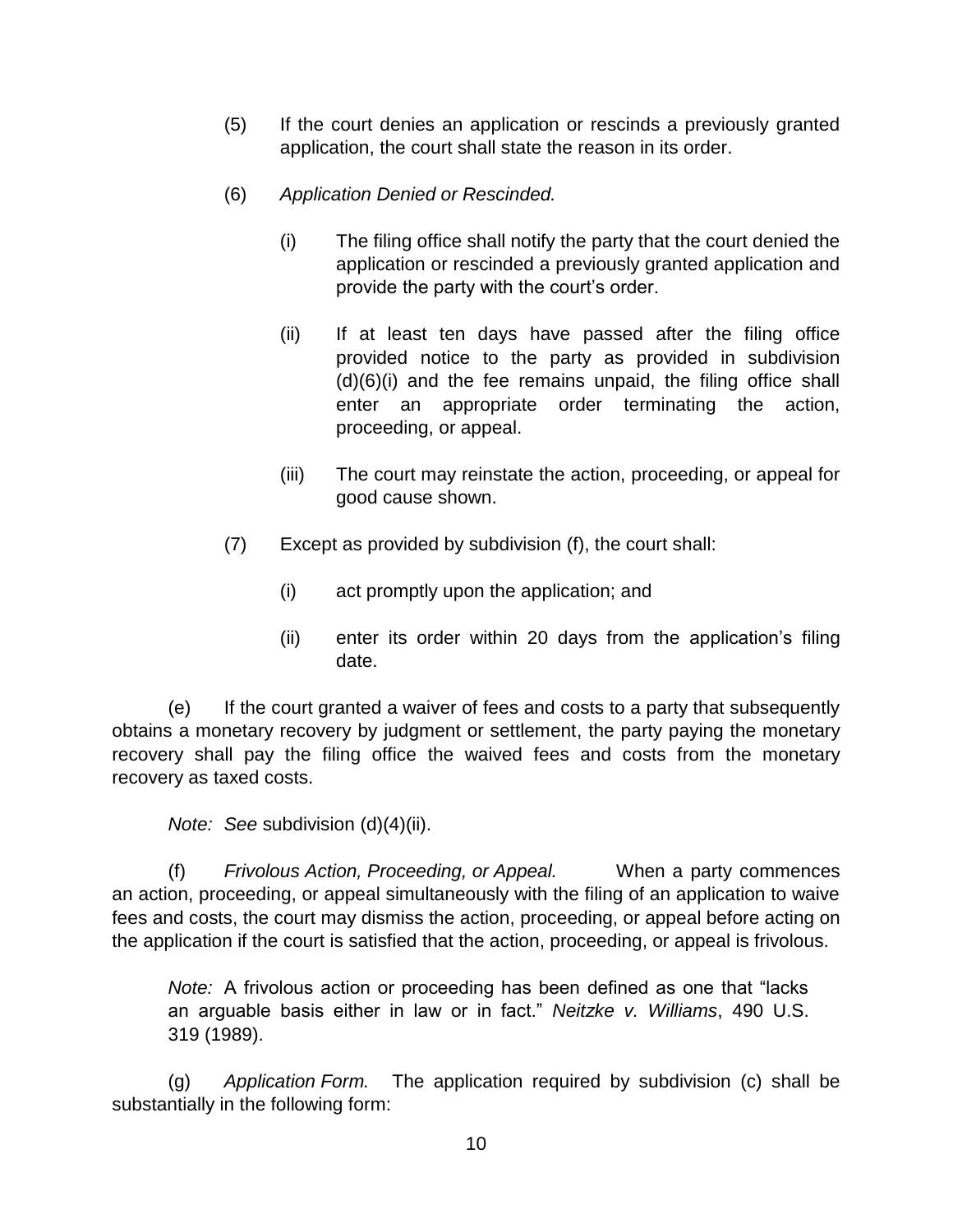(5) If the court denies an application or rescinds a previously granted application, the court shall state the reason in its order.

(6) *Application Denied or Rescinded.*

(i) The filing office shall notify the party that the court denied the application or rescinded a previously granted application and provide the party with the court's order.

(ii) If at least ten days have passed after the filing office provided notice to the party as provided in subdivision (d)(6)(i) and the fee remains unpaid, the filing office shall enter an appropriate order terminating the action, proceeding, or appeal.

(iii) The court may reinstate the action, proceeding, or appeal for good cause shown.

(7) Except as provided by subdivision (f), the court shall:

(i) act promptly upon the application; and

(ii) enter its order within 20 days from the application's filing date.

(e) If the court granted a waiver of fees and costs to a party that subsequently obtains a monetary recovery by judgment or settlement, the party paying the monetary recovery shall pay the filing office the waived fees and costs from the monetary recovery as taxed costs.

*Note: See* subdivision (d)(4)(ii).

(f) *Frivolous Action, Proceeding, or Appeal.* When a party commences an action, proceeding, or appeal simultaneously with the filing of an application to waive fees and costs, the court may dismiss the action, proceeding, or appeal before acting on the application if the court is satisfied that the action, proceeding, or appeal is frivolous.

*Note:* A frivolous action or proceeding has been defined as one that "lacks an arguable basis either in law or in fact." *Neitzke v. Williams*, 490 U.S. 319 (1989).

(g) *Application Form.* The application required by subdivision (c) shall be substantially in the following form: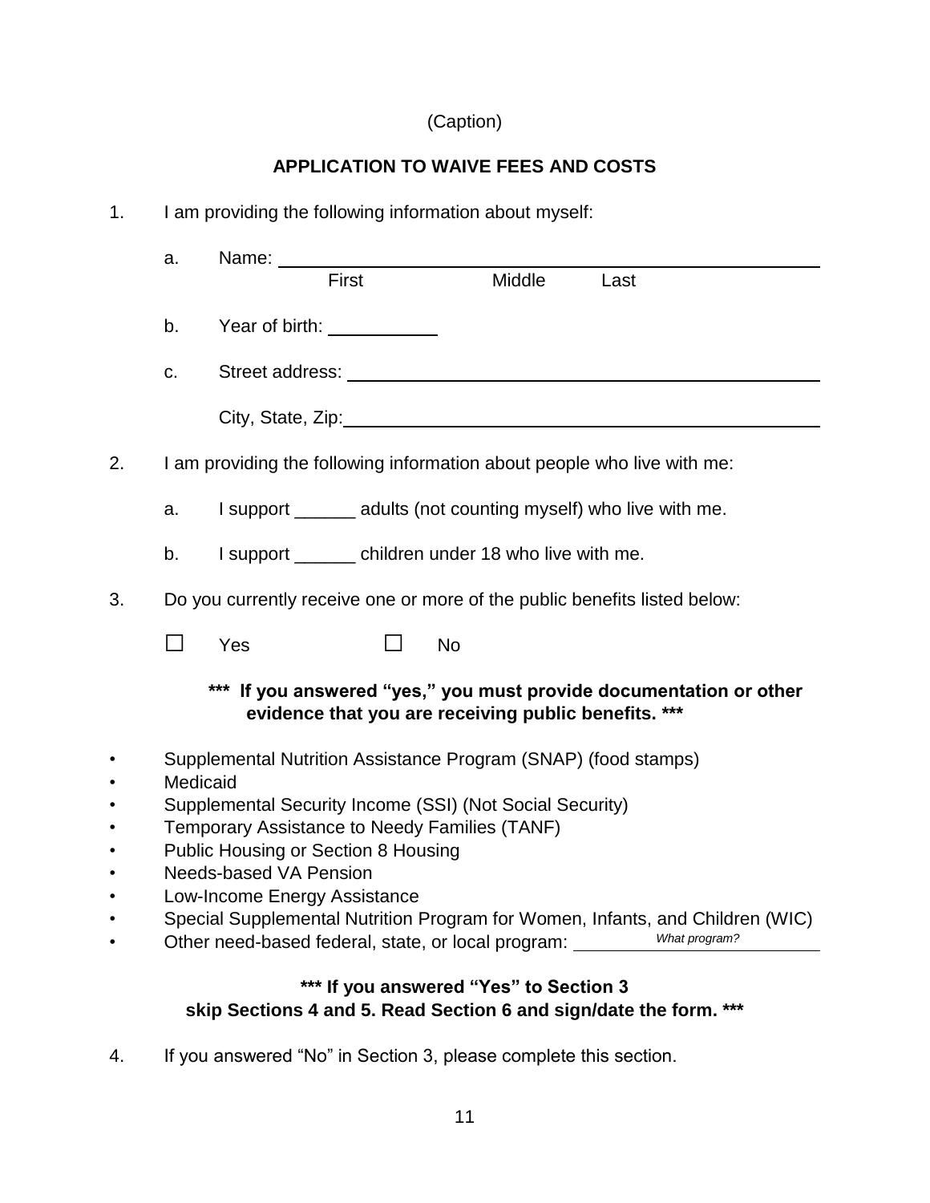(Caption)

## APPLICATION TO WAIVE FEES AND COSTS

1. I am providing the following information about myself:

   a. Name: ______________________________________________
      First                Middle         Last

   b. Year of birth: ___________

   c. Street address: ______________________________________________

      City, State, Zip: ______________________________________________

2. I am providing the following information about people who live with me:

   a. I support ______ adults (not counting myself) who live with me.

   b. I support ______ children under 18 who live with me.

3. Do you currently receive one or more of the public benefits listed below:

   ☐ Yes ☐ No

   **\*\*\* If you answered "yes," you must provide documentation or other evidence that you are receiving public benefits. \*\*\***

- Supplemental Nutrition Assistance Program (SNAP) (food stamps)
- Medicaid
- Supplemental Security Income (SSI) (Not Social Security)
- Temporary Assistance to Needy Families (TANF)
- Public Housing or Section 8 Housing
- Needs-based VA Pension
- Low-Income Energy Assistance
- Special Supplemental Nutrition Program for Women, Infants, and Children (WIC)
- Other need-based federal, state, or local program: ______________ *What program?*

**\*\*\* If you answered "Yes" to Section 3 skip Sections 4 and 5. Read Section 6 and sign/date the form. \*\*\***

4. If you answered "No" in Section 3, please complete this section.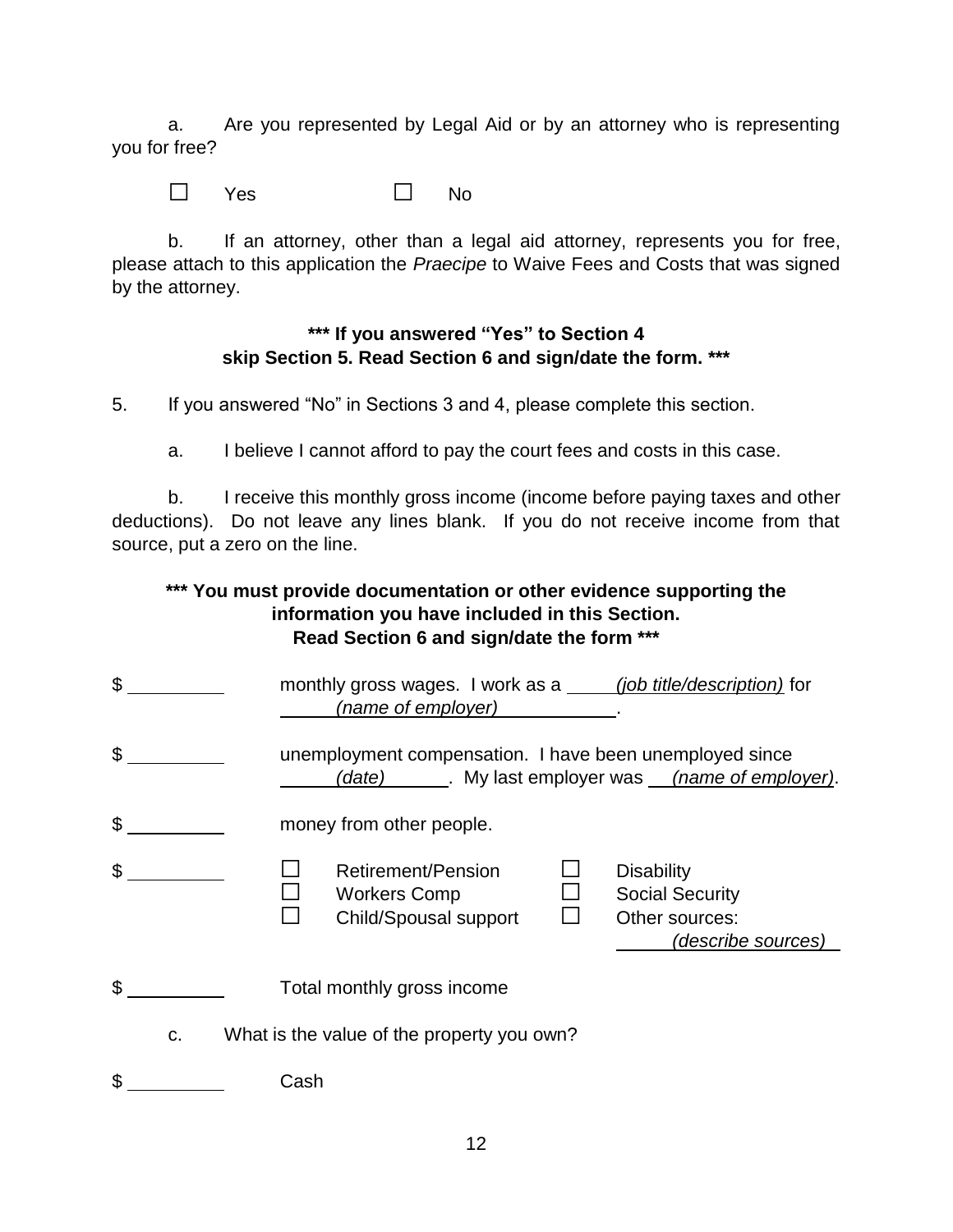a. Are you represented by Legal Aid or by an attorney who is representing you for free?

☐ Yes ☐ No

b. If an attorney, other than a legal aid attorney, represents you for free, please attach to this application the *Praecipe* to Waive Fees and Costs that was signed by the attorney.

**\*\*\* If you answered "Yes" to Section 4 skip Section 5. Read Section 6 and sign/date the form. \*\*\***

5. If you answered "No" in Sections 3 and 4, please complete this section.

a. I believe I cannot afford to pay the court fees and costs in this case.

b. I receive this monthly gross income (income before paying taxes and other deductions). Do not leave any lines blank. If you do not receive income from that source, put a zero on the line.

**\*\*\* You must provide documentation or other evidence supporting the information you have included in this Section. Read Section 6 and sign/date the form \*\*\***

$ ________ monthly gross wages. I work as a ____*(job title/description)* for ______*(name of employer)*__________.

$ ________ unemployment compensation. I have been unemployed since ______*(date)*______. My last employer was ___*(name of employer)*.

$ ________ money from other people.

$ ________ ☐ Retirement/Pension ☐ Workers Comp ☐ Child/Spousal support ☐ Disability ☐ Social Security ☐ Other sources: ______*(describe sources)*

$ ________ Total monthly gross income

c. What is the value of the property you own?

$ ________ Cash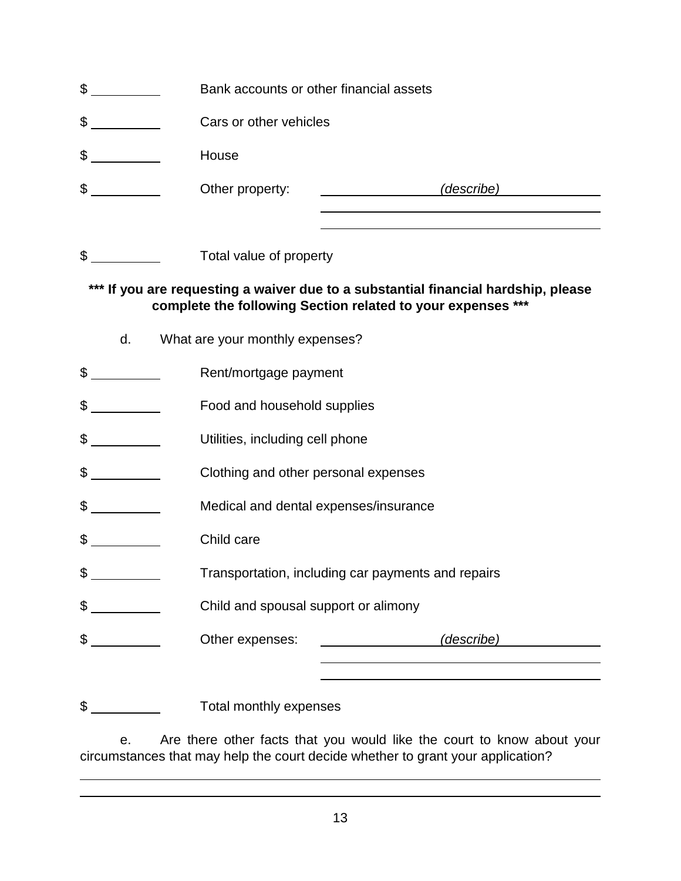$ ________ Bank accounts or other financial assets

$ ________ Cars or other vehicles

$ ________ House

$ ________ Other property: ________ *(describe)* ________

________________________________________

________________________________________

$ ________ Total value of property

**\*\*\* If you are requesting a waiver due to a substantial financial hardship, please complete the following Section related to your expenses \*\*\***

d. What are your monthly expenses?

$ ________ Rent/mortgage payment

$ ________ Food and household supplies

$ ________ Utilities, including cell phone

$ ________ Clothing and other personal expenses

$ ________ Medical and dental expenses/insurance

$ ________ Child care

$ ________ Transportation, including car payments and repairs

$ ________ Child and spousal support or alimony

$ ________ Other expenses: ________ *(describe)* ________

________________________________________

________________________________________

$ ________ Total monthly expenses

e. Are there other facts that you would like the court to know about your circumstances that may help the court decide whether to grant your application?

________________________________________________________________________________

________________________________________________________________________________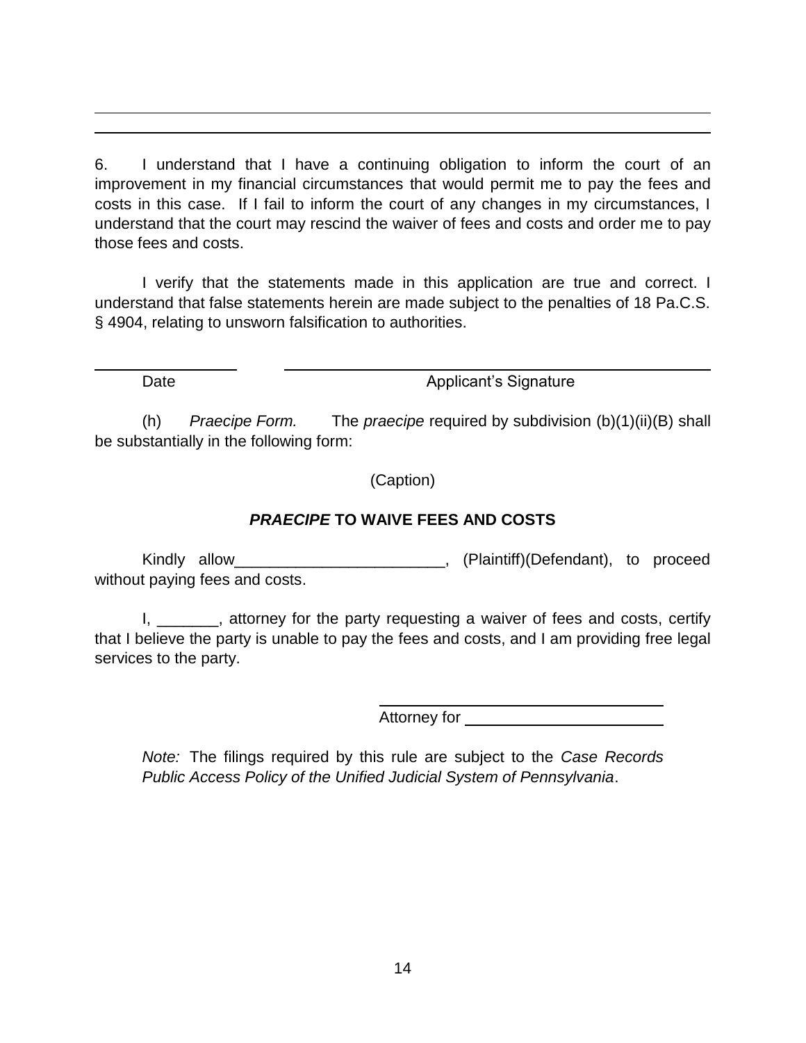6. I understand that I have a continuing obligation to inform the court of an improvement in my financial circumstances that would permit me to pay the fees and costs in this case. If I fail to inform the court of any changes in my circumstances, I understand that the court may rescind the waiver of fees and costs and order me to pay those fees and costs.

I verify that the statements made in this application are true and correct. I understand that false statements herein are made subject to the penalties of 18 Pa.C.S. § 4904, relating to unsworn falsification to authorities.

\_\_\_\_\_\_\_\_\_\_\_\_\_\_\_\_ \_\_\_\_\_\_\_\_\_\_\_\_\_\_\_\_\_\_\_\_\_\_\_\_\_\_\_\_\_\_\_\_\_\_\_\_\_\_\_\_
Date Applicant's Signature

(h) *Praecipe Form.* The *praecipe* required by subdivision (b)(1)(ii)(B) shall be substantially in the following form:

(Caption)

**_PRAECIPE_ TO WAIVE FEES AND COSTS**

Kindly allow________________________, (Plaintiff)(Defendant), to proceed without paying fees and costs.

I, _______, attorney for the party requesting a waiver of fees and costs, certify that I believe the party is unable to pay the fees and costs, and I am providing free legal services to the party.

\_\_\_\_\_\_\_\_\_\_\_\_\_\_\_\_\_\_\_\_\_\_\_\_\_\_\_\_\_\_\_\_\_\_\_\_
Attorney for \_\_\_\_\_\_\_\_\_\_\_\_\_\_\_\_\_\_\_\_\_\_\_\_\_\_

*Note:* The filings required by this rule are subject to the *Case Records Public Access Policy of the Unified Judicial System of Pennsylvania*.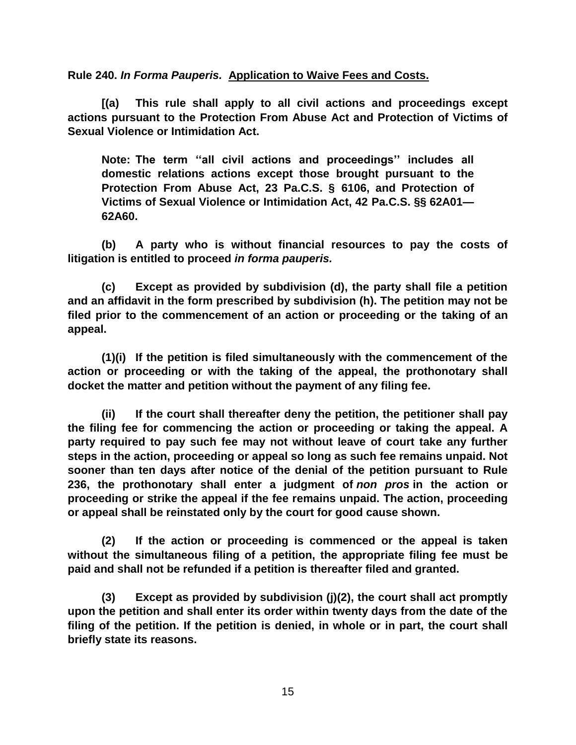**Rule 240. *In Forma Pauperis.* <u>Application to Waive Fees and Costs.</u>**

**[(a) This rule shall apply to all civil actions and proceedings except actions pursuant to the Protection From Abuse Act and Protection of Victims of Sexual Violence or Intimidation Act.**

> **Note: The term ''all civil actions and proceedings'' includes all domestic relations actions except those brought pursuant to the Protection From Abuse Act, 23 Pa.C.S. § 6106, and Protection of Victims of Sexual Violence or Intimidation Act, 42 Pa.C.S. §§ 62A01—62A60.**

**(b) A party who is without financial resources to pay the costs of litigation is entitled to proceed *in forma pauperis.***

**(c) Except as provided by subdivision (d), the party shall file a petition and an affidavit in the form prescribed by subdivision (h). The petition may not be filed prior to the commencement of an action or proceeding or the taking of an appeal.**

**(1)(i) If the petition is filed simultaneously with the commencement of the action or proceeding or with the taking of the appeal, the prothonotary shall docket the matter and petition without the payment of any filing fee.**

**(ii) If the court shall thereafter deny the petition, the petitioner shall pay the filing fee for commencing the action or proceeding or taking the appeal. A party required to pay such fee may not without leave of court take any further steps in the action, proceeding or appeal so long as such fee remains unpaid. Not sooner than ten days after notice of the denial of the petition pursuant to Rule 236, the prothonotary shall enter a judgment of *non pros* in the action or proceeding or strike the appeal if the fee remains unpaid. The action, proceeding or appeal shall be reinstated only by the court for good cause shown.**

**(2) If the action or proceeding is commenced or the appeal is taken without the simultaneous filing of a petition, the appropriate filing fee must be paid and shall not be refunded if a petition is thereafter filed and granted.**

**(3) Except as provided by subdivision (j)(2), the court shall act promptly upon the petition and shall enter its order within twenty days from the date of the filing of the petition. If the petition is denied, in whole or in part, the court shall briefly state its reasons.**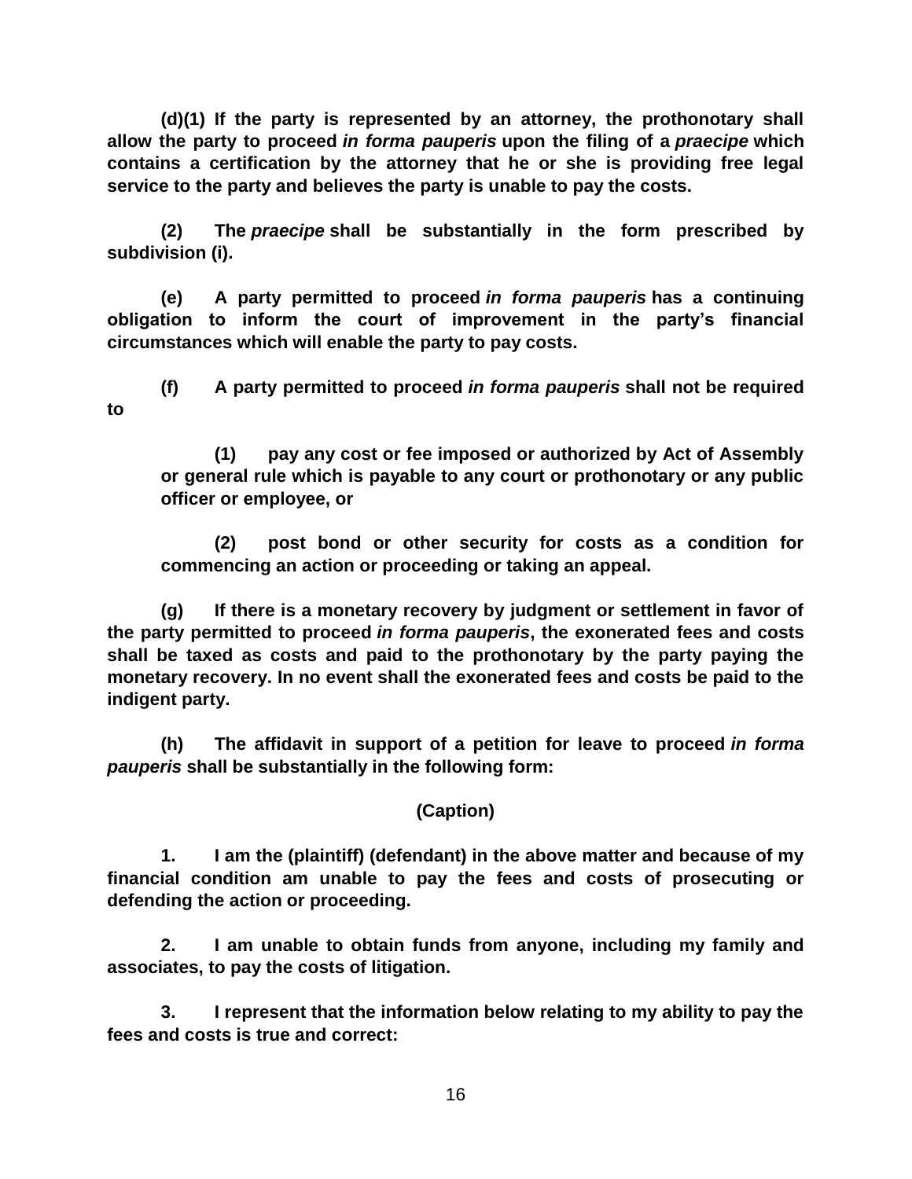**(d)(1) If the party is represented by an attorney, the prothonotary shall allow the party to proceed *in forma pauperis* upon the filing of a *praecipe* which contains a certification by the attorney that he or she is providing free legal service to the party and believes the party is unable to pay the costs.**

**(2) The *praecipe* shall be substantially in the form prescribed by subdivision (i).**

**(e) A party permitted to proceed *in forma pauperis* has a continuing obligation to inform the court of improvement in the party's financial circumstances which will enable the party to pay costs.**

**(f) A party permitted to proceed *in forma pauperis* shall not be required to**

> **(1) pay any cost or fee imposed or authorized by Act of Assembly or general rule which is payable to any court or prothonotary or any public officer or employee, or**
>
> **(2) post bond or other security for costs as a condition for commencing an action or proceeding or taking an appeal.**

**(g) If there is a monetary recovery by judgment or settlement in favor of the party permitted to proceed *in forma pauperis*, the exonerated fees and costs shall be taxed as costs and paid to the prothonotary by the party paying the monetary recovery. In no event shall the exonerated fees and costs be paid to the indigent party.**

**(h) The affidavit in support of a petition for leave to proceed *in forma pauperis* shall be substantially in the following form:**

**(Caption)**

**1. I am the (plaintiff) (defendant) in the above matter and because of my financial condition am unable to pay the fees and costs of prosecuting or defending the action or proceeding.**

**2. I am unable to obtain funds from anyone, including my family and associates, to pay the costs of litigation.**

**3. I represent that the information below relating to my ability to pay the fees and costs is true and correct:**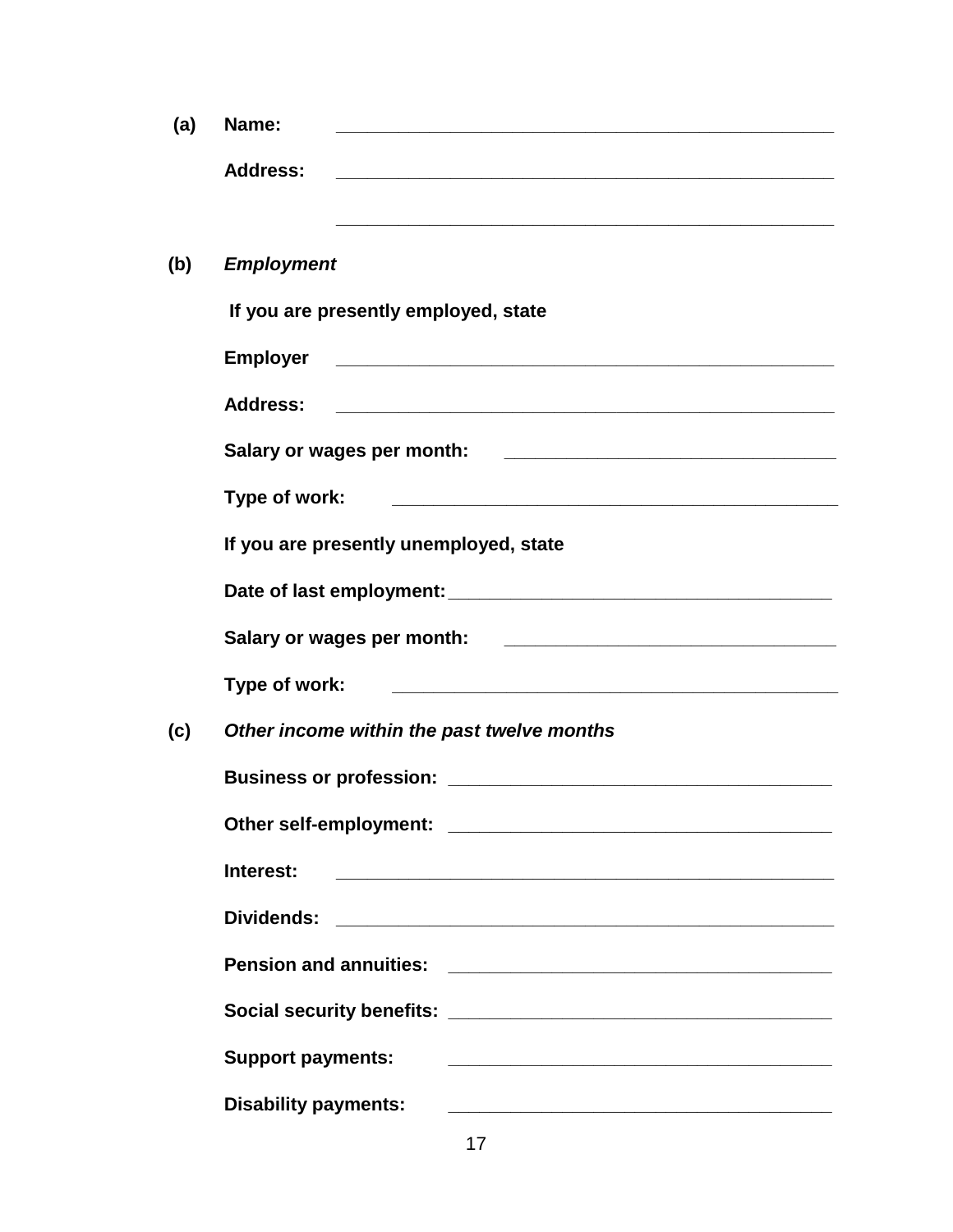**(a)** **Name:** ________________________________________________

**Address:** ________________________________________________

________________________________________________

**(b)** ***Employment***

**If you are presently employed, state**

**Employer** ________________________________________________

**Address:** ________________________________________________

**Salary or wages per month:** ________________________________

**Type of work:** ________________________________________________

**If you are presently unemployed, state**

**Date of last employment:** ____________________________________

**Salary or wages per month:** ________________________________

**Type of work:** ________________________________________________

**(c)** ***Other income within the past twelve months***

**Business or profession:** ____________________________________

**Other self-employment:** ____________________________________

**Interest:** ________________________________________________

**Dividends:** ________________________________________________

**Pension and annuities:** ____________________________________

**Social security benefits:** ____________________________________

**Support payments:** ____________________________________

**Disability payments:** ____________________________________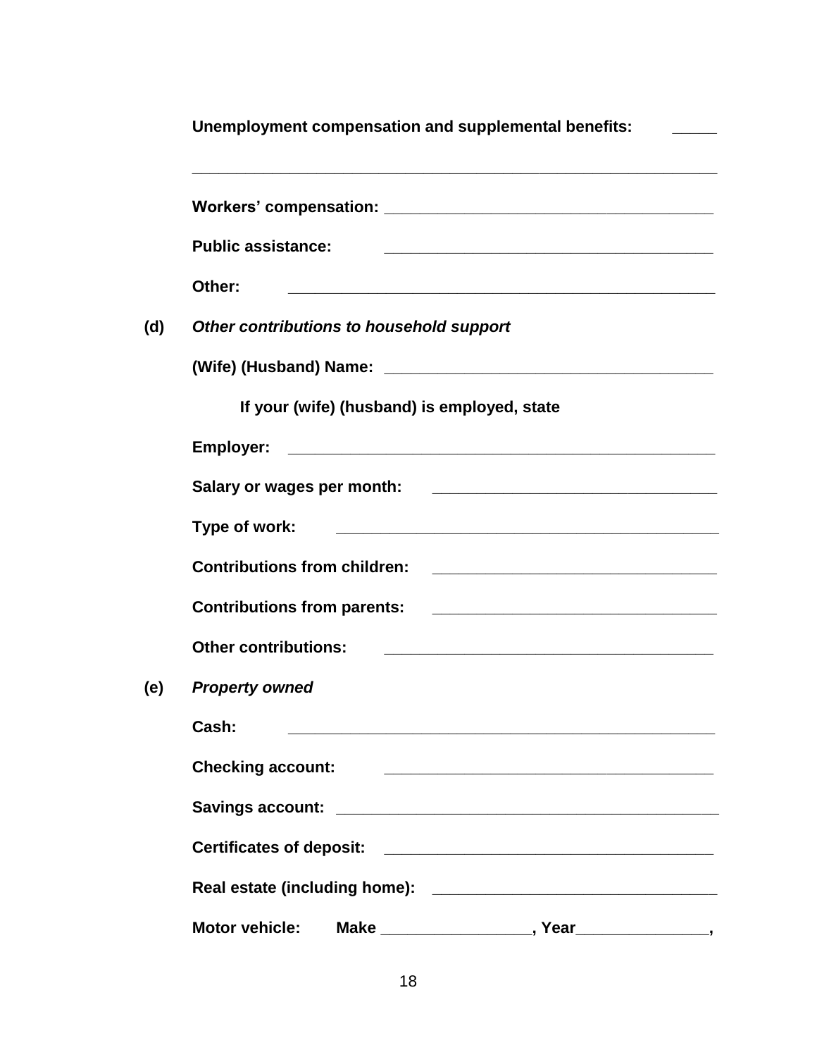**Unemployment compensation and supplemental benefits:** _____

______________________________________________________________

**Workers' compensation:** ____________________________________

**Public assistance:** ____________________________________

**Other:** ______________________________________________

**(d)** ***Other contributions to household support***

**(Wife) (Husband) Name:** ____________________________________

**If your (wife) (husband) is employed, state**

**Employer:** ______________________________________________

**Salary or wages per month:** ________________________________

**Type of work:** __________________________________________

**Contributions from children:** ________________________________

**Contributions from parents:** ________________________________

**Other contributions:** ____________________________________

**(e)** ***Property owned***

**Cash:** ______________________________________________

**Checking account:** ____________________________________

**Savings account:** ____________________________________________

**Certificates of deposit:** ____________________________________

**Real estate (including home):** ________________________________

**Motor vehicle:** **Make** ________________, **Year**______________,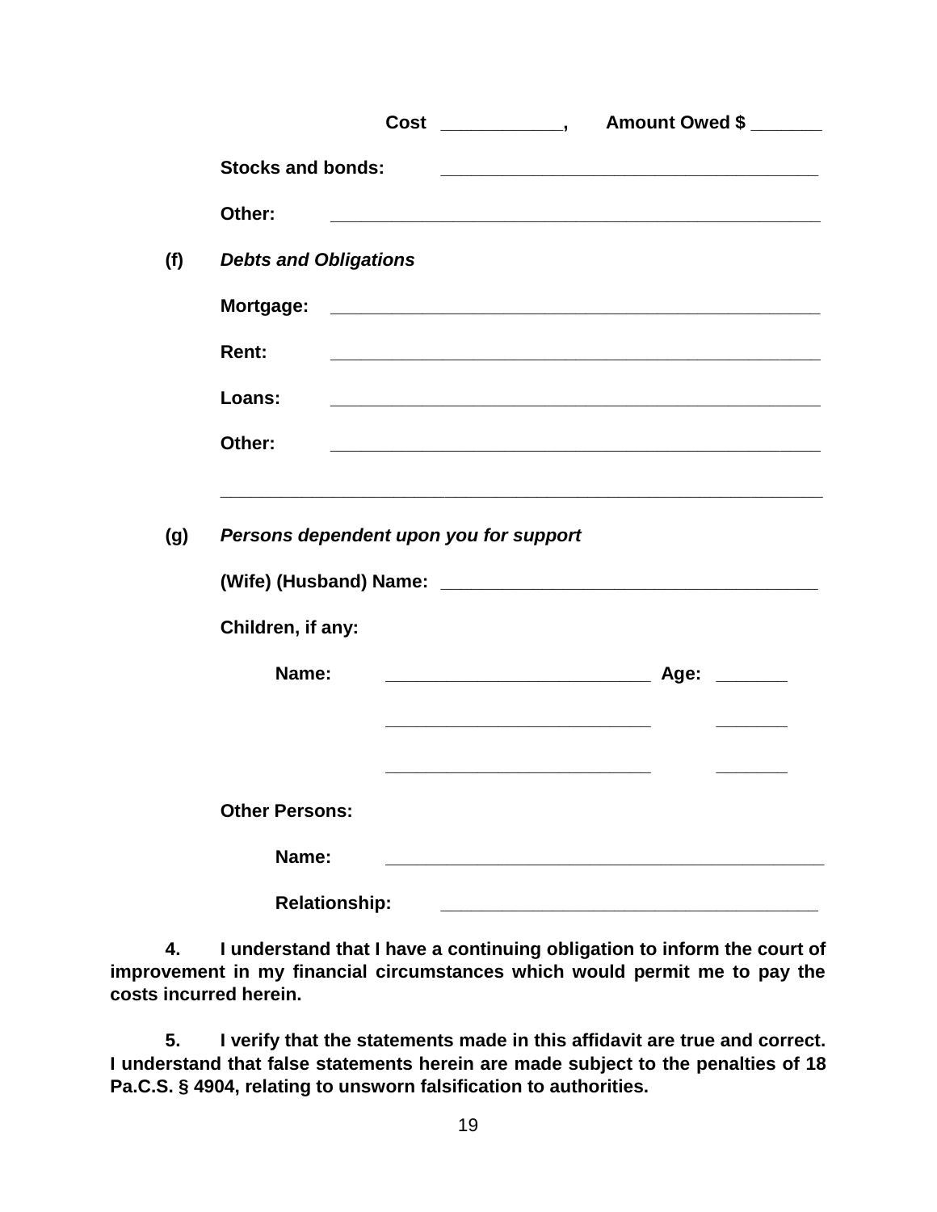**Cost ____________, Amount Owed $ _______**

**Stocks and bonds:** _____________________________________

**Other:** _________________________________________________

**(f)** ***Debts and Obligations***

**Mortgage:** _________________________________________________

**Rent:** _________________________________________________

**Loans:** _________________________________________________

**Other:** _________________________________________________

___________________________________________________________

**(g)** ***Persons dependent upon you for support***

**(Wife) (Husband) Name:** _____________________________________

**Children, if any:**

**Name:** __________________________ **Age:** _______

__________________________ _______

__________________________ _______

**Other Persons:**

**Name:** ___________________________________________

**Relationship:** _____________________________________

**4.** **I understand that I have a continuing obligation to inform the court of improvement in my financial circumstances which would permit me to pay the costs incurred herein.**

**5.** **I verify that the statements made in this affidavit are true and correct. I understand that false statements herein are made subject to the penalties of 18 Pa.C.S. § 4904, relating to unsworn falsification to authorities.**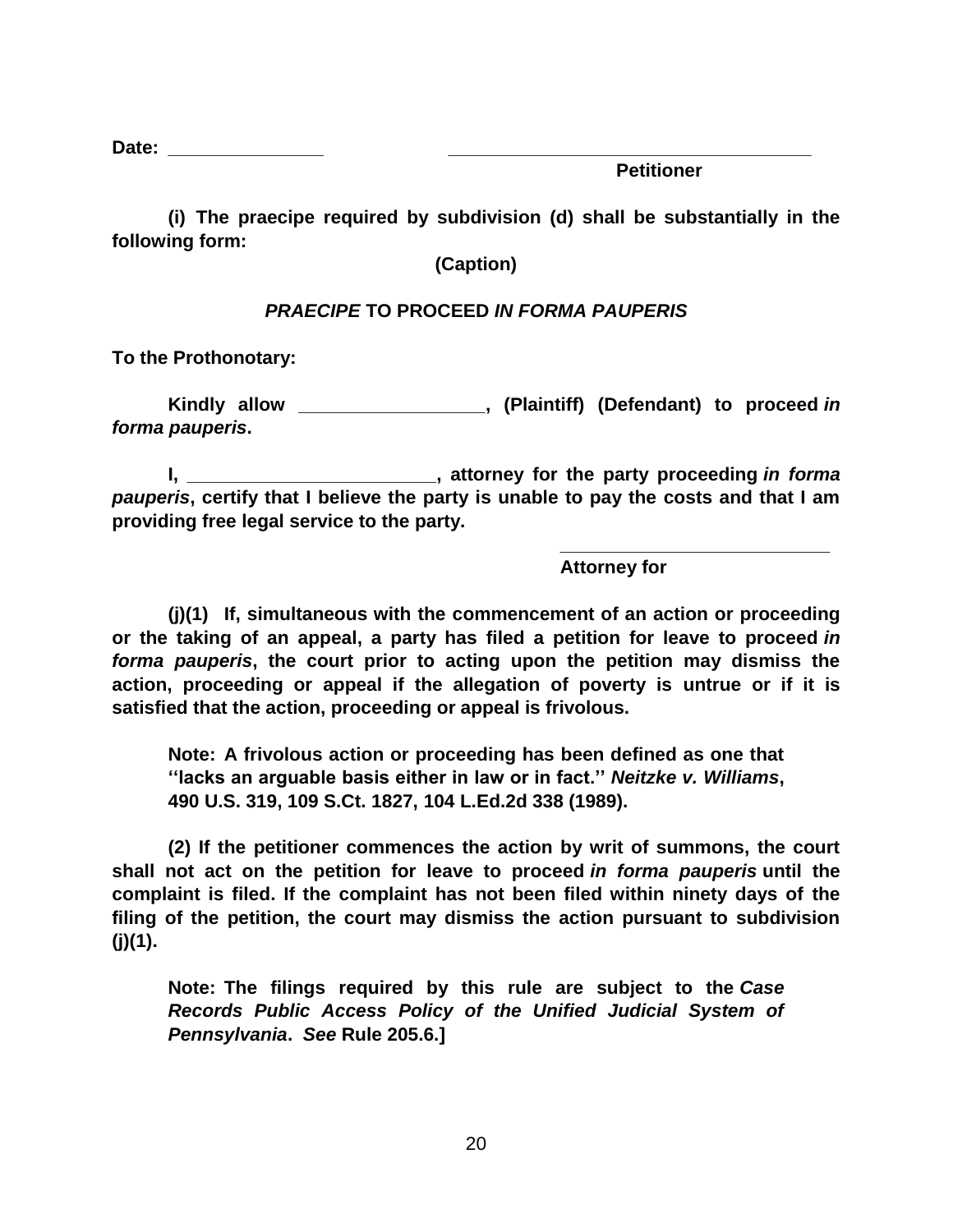**Date: _______________** **___________________________________**

**Petitioner**

**(i) The praecipe required by subdivision (d) shall be substantially in the following form:**

**(Caption)**

***PRAECIPE* TO PROCEED *IN FORMA PAUPERIS***

**To the Prothonotary:**

**Kindly allow _________________, (Plaintiff) (Defendant) to proceed *in forma pauperis*.**

**I, _______________________, attorney for the party proceeding *in forma pauperis*, certify that I believe the party is unable to pay the costs and that I am providing free legal service to the party.**

**__________________________**

**Attorney for**

**(j)(1) If, simultaneous with the commencement of an action or proceeding or the taking of an appeal, a party has filed a petition for leave to proceed *in forma pauperis*, the court prior to acting upon the petition may dismiss the action, proceeding or appeal if the allegation of poverty is untrue or if it is satisfied that the action, proceeding or appeal is frivolous.**

> **Note: A frivolous action or proceeding has been defined as one that ''lacks an arguable basis either in law or in fact.'' *Neitzke v. Williams*, 490 U.S. 319, 109 S.Ct. 1827, 104 L.Ed.2d 338 (1989).**

**(2) If the petitioner commences the action by writ of summons, the court shall not act on the petition for leave to proceed *in forma pauperis* until the complaint is filed. If the complaint has not been filed within ninety days of the filing of the petition, the court may dismiss the action pursuant to subdivision (j)(1).**

> **Note: The filings required by this rule are subject to the *Case Records Public Access Policy of the Unified Judicial System of Pennsylvania*. *See* Rule 205.6.]**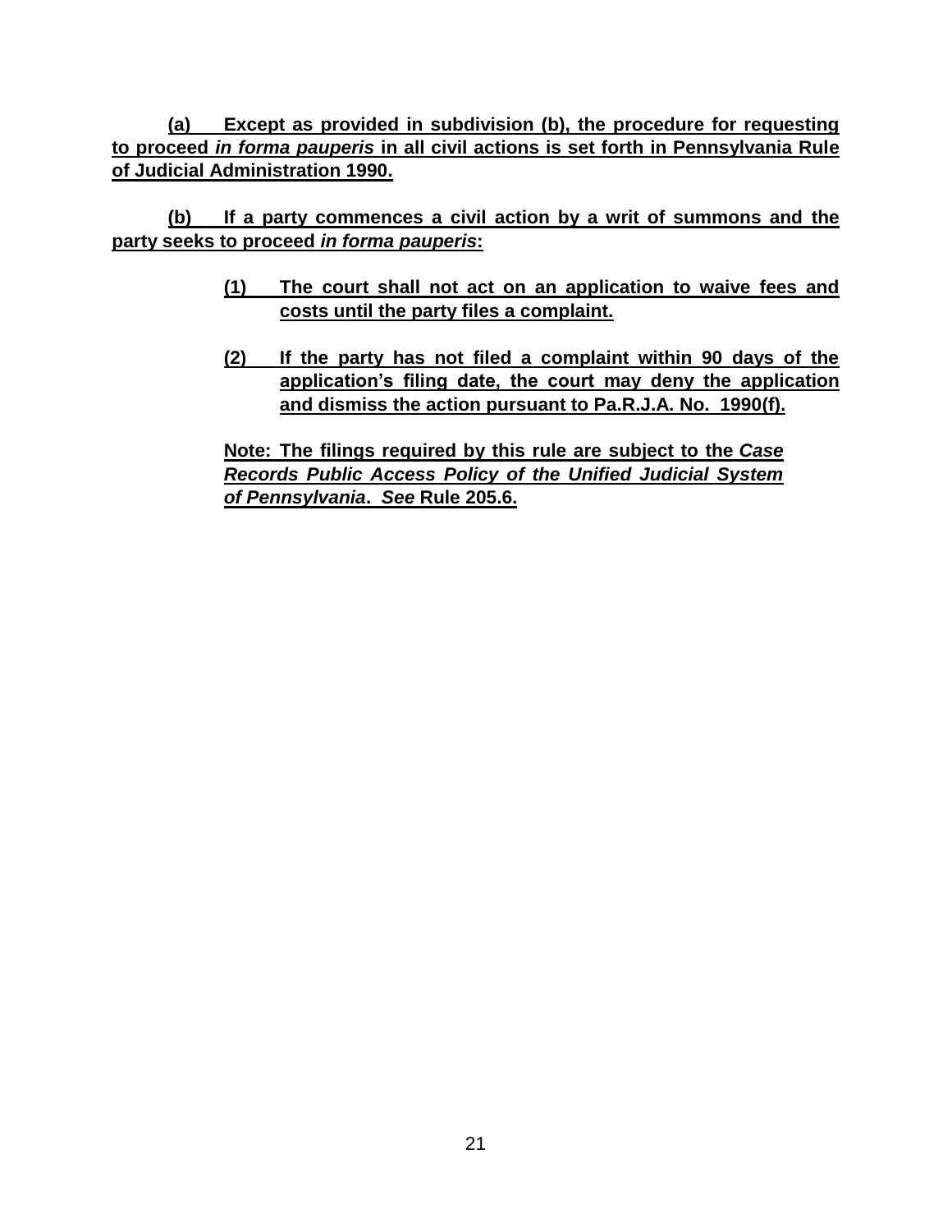**(a) Except as provided in subdivision (b), the procedure for requesting to proceed *in forma pauperis* in all civil actions is set forth in Pennsylvania Rule of Judicial Administration 1990.**

**(b) If a party commences a civil action by a writ of summons and the party seeks to proceed *in forma pauperis*:**

> **(1) The court shall not act on an application to waive fees and costs until the party files a complaint.**
>
> **(2) If the party has not filed a complaint within 90 days of the application's filing date, the court may deny the application and dismiss the action pursuant to Pa.R.J.A. No. 1990(f).**

> **Note: The filings required by this rule are subject to the *Case Records Public Access Policy of the Unified Judicial System of Pennsylvania*. *See* Rule 205.6.**